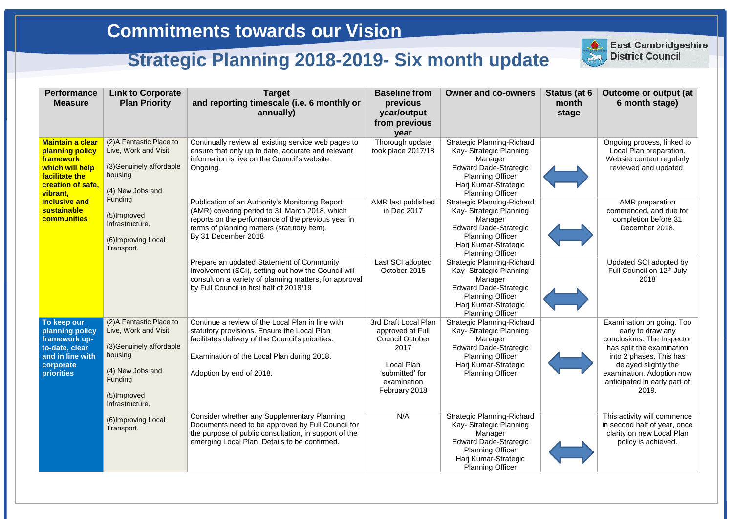# Commitments towards our Vision

## Strategic Planning 2018-2019- Six month update

East Cambridgeshire District Council

| Performance Measure | Link to Corporate Plan Priority | Target and reporting timescale (i.e. 6 monthly or annually) | Baseline from previous year/output from previous year | Owner and co-owners | Status (at 6 month stage) | Outcome or output (at 6 month stage) |
|---|---|---|---|---|---|---|
| **Maintain a clear planning policy framework which will help facilitate the creation of safe, vibrant, inclusive and sustainable communities** | (2)A Fantastic Place to Live, Work and Visit<br><br>(3)Genuinely affordable housing<br><br>(4) New Jobs and Funding<br><br>(5)Improved Infrastructure.<br><br>(6)Improving Local Transport. | Continually review all existing service web pages to ensure that only up to date, accurate and relevant information is live on the Council's website.<br>Ongoing. | Thorough update took place 2017/18 | Strategic Planning-Richard Kay- Strategic Planning Manager<br>Edward Dade-Strategic Planning Officer<br>Harj Kumar-Strategic Planning Officer | ⟺ | Ongoing process, linked to Local Plan preparation. Website content regularly reviewed and updated. |
| | | Publication of an Authority's Monitoring Report (AMR) covering period to 31 March 2018, which reports on the performance of the previous year in terms of planning matters (statutory item).<br>By 31 December 2018 | AMR last published in Dec 2017 | Strategic Planning-Richard Kay- Strategic Planning Manager<br>Edward Dade-Strategic Planning Officer<br>Harj Kumar-Strategic Planning Officer | ⟺ | AMR preparation commenced, and due for completion before 31 December 2018. |
| | | Prepare an updated Statement of Community Involvement (SCI), setting out how the Council will consult on a variety of planning matters, for approval by Full Council in first half of 2018/19 | Last SCI adopted October 2015 | Strategic Planning-Richard Kay- Strategic Planning Manager<br>Edward Dade-Strategic Planning Officer<br>Harj Kumar-Strategic Planning Officer | ⟺ | Updated SCI adopted by Full Council on 12th July 2018 |
| **To keep our planning policy framework up-to-date, clear and in line with corporate priorities** | (2)A Fantastic Place to Live, Work and Visit<br><br>(3)Genuinely affordable housing<br><br>(4) New Jobs and Funding<br><br>(5)Improved Infrastructure.<br><br>(6)Improving Local Transport. | Continue a review of the Local Plan in line with statutory provisions. Ensure the Local Plan facilitates delivery of the Council's priorities.<br><br>Examination of the Local Plan during 2018.<br><br>Adoption by end of 2018. | 3rd Draft Local Plan approved at Full Council October 2017<br><br>Local Plan 'submitted' for examination February 2018 | Strategic Planning-Richard Kay- Strategic Planning Manager<br>Edward Dade-Strategic Planning Officer<br>Harj Kumar-Strategic Planning Officer | ⟺ | Examination on going. Too early to draw any conclusions. The Inspector has split the examination into 2 phases. This has delayed slightly the examination. Adoption now anticipated in early part of 2019. |
| | | Consider whether any Supplementary Planning Documents need to be approved by Full Council for the purpose of public consultation, in support of the emerging Local Plan. Details to be confirmed. | N/A | Strategic Planning-Richard Kay- Strategic Planning Manager<br>Edward Dade-Strategic Planning Officer<br>Harj Kumar-Strategic Planning Officer | ⟺ | This activity will commence in second half of year, once clarity on new Local Plan policy is achieved. |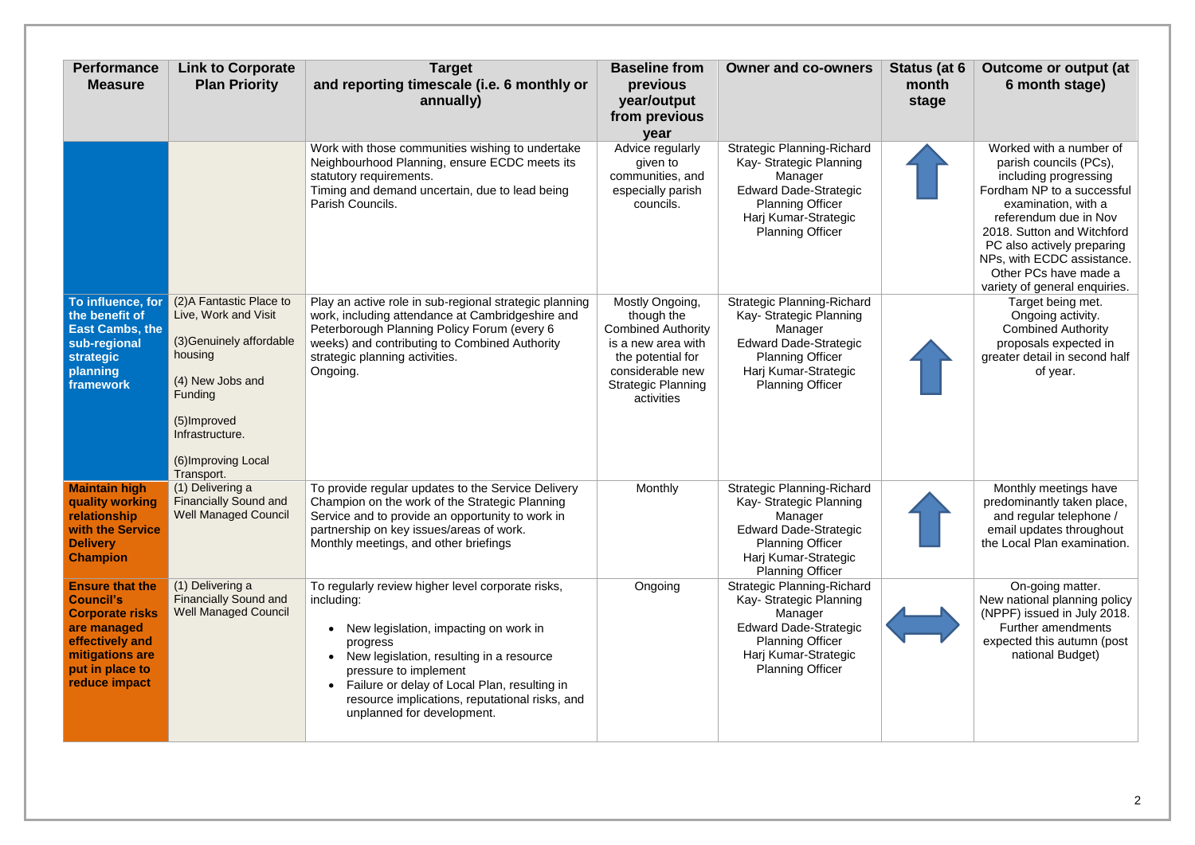| Performance Measure | Link to Corporate Plan Priority | Target and reporting timescale (i.e. 6 monthly or annually) | Baseline from previous year/output from previous year | Owner and co-owners | Status (at 6 month stage) | Outcome or output (at 6 month stage) |
|---|---|---|---|---|---|---|
| | | Work with those communities wishing to undertake Neighbourhood Planning, ensure ECDC meets its statutory requirements.<br>Timing and demand uncertain, due to lead being Parish Councils. | Advice regularly given to communities, and especially parish councils. | Strategic Planning-Richard Kay- Strategic Planning Manager<br>Edward Dade-Strategic Planning Officer<br>Harj Kumar-Strategic Planning Officer | ↑ | Worked with a number of parish councils (PCs), including progressing Fordham NP to a successful examination, with a referendum due in Nov 2018. Sutton and Witchford PC also actively preparing NPs, with ECDC assistance. Other PCs have made a variety of general enquiries. |
| **To influence, for the benefit of East Cambs, the sub-regional strategic planning framework** | (2)A Fantastic Place to Live, Work and Visit<br><br>(3)Genuinely affordable housing<br><br>(4) New Jobs and Funding<br><br>(5)Improved Infrastructure.<br><br>(6)Improving Local Transport. | Play an active role in sub-regional strategic planning work, including attendance at Cambridgeshire and Peterborough Planning Policy Forum (every 6 weeks) and contributing to Combined Authority strategic planning activities.<br>Ongoing. | Mostly Ongoing, though the Combined Authority is a new area with the potential for considerable new Strategic Planning activities | Strategic Planning-Richard Kay- Strategic Planning Manager<br>Edward Dade-Strategic Planning Officer<br>Harj Kumar-Strategic Planning Officer | ↑ | Target being met. Ongoing activity. Combined Authority proposals expected in greater detail in second half of year. |
| **Maintain high quality working relationship with the Service Delivery Champion** | (1) Delivering a Financially Sound and Well Managed Council | To provide regular updates to the Service Delivery Champion on the work of the Strategic Planning Service and to provide an opportunity to work in partnership on key issues/areas of work.<br>Monthly meetings, and other briefings | Monthly | Strategic Planning-Richard Kay- Strategic Planning Manager<br>Edward Dade-Strategic Planning Officer<br>Harj Kumar-Strategic Planning Officer | ↑ | Monthly meetings have predominantly taken place, and regular telephone / email updates throughout the Local Plan examination. |
| **Ensure that the Council's Corporate risks are managed effectively and mitigations are put in place to reduce impact** | (1) Delivering a Financially Sound and Well Managed Council | To regularly review higher level corporate risks, including:<br><br>• New legislation, impacting on work in progress<br>• New legislation, resulting in a resource pressure to implement<br>• Failure or delay of Local Plan, resulting in resource implications, reputational risks, and unplanned for development. | Ongoing | Strategic Planning-Richard Kay- Strategic Planning Manager<br>Edward Dade-Strategic Planning Officer<br>Harj Kumar-Strategic Planning Officer | ↔ | On-going matter.<br>New national planning policy (NPPF) issued in July 2018. Further amendments expected this autumn (post national Budget) |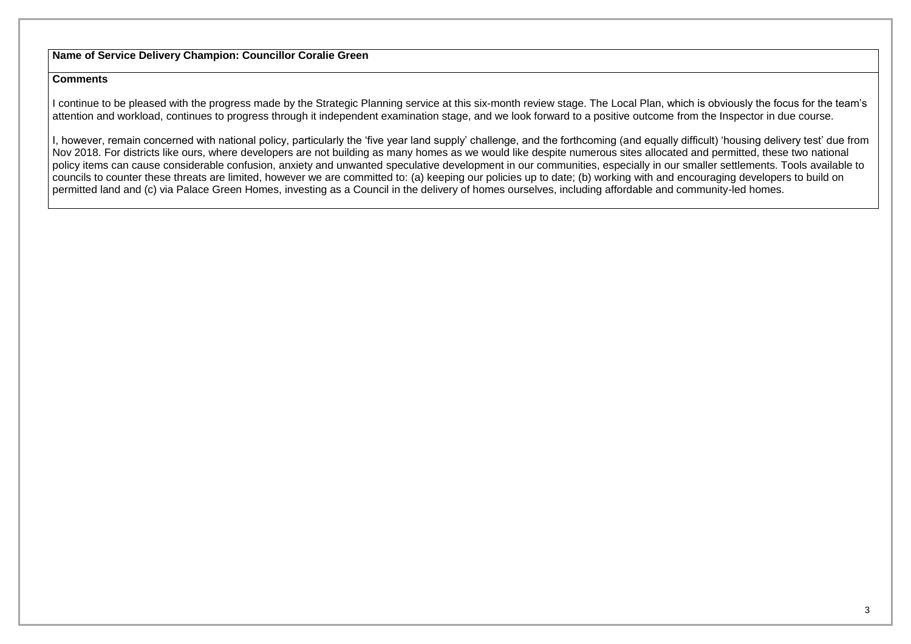**Name of Service Delivery Champion: Councillor Coralie Green**

**Comments**

I continue to be pleased with the progress made by the Strategic Planning service at this six-month review stage. The Local Plan, which is obviously the focus for the team's attention and workload, continues to progress through it independent examination stage, and we look forward to a positive outcome from the Inspector in due course.

I, however, remain concerned with national policy, particularly the 'five year land supply' challenge, and the forthcoming (and equally difficult) 'housing delivery test' due from Nov 2018. For districts like ours, where developers are not building as many homes as we would like despite numerous sites allocated and permitted, these two national policy items can cause considerable confusion, anxiety and unwanted speculative development in our communities, especially in our smaller settlements. Tools available to councils to counter these threats are limited, however we are committed to: (a) keeping our policies up to date; (b) working with and encouraging developers to build on permitted land and (c) via Palace Green Homes, investing as a Council in the delivery of homes ourselves, including affordable and community-led homes.